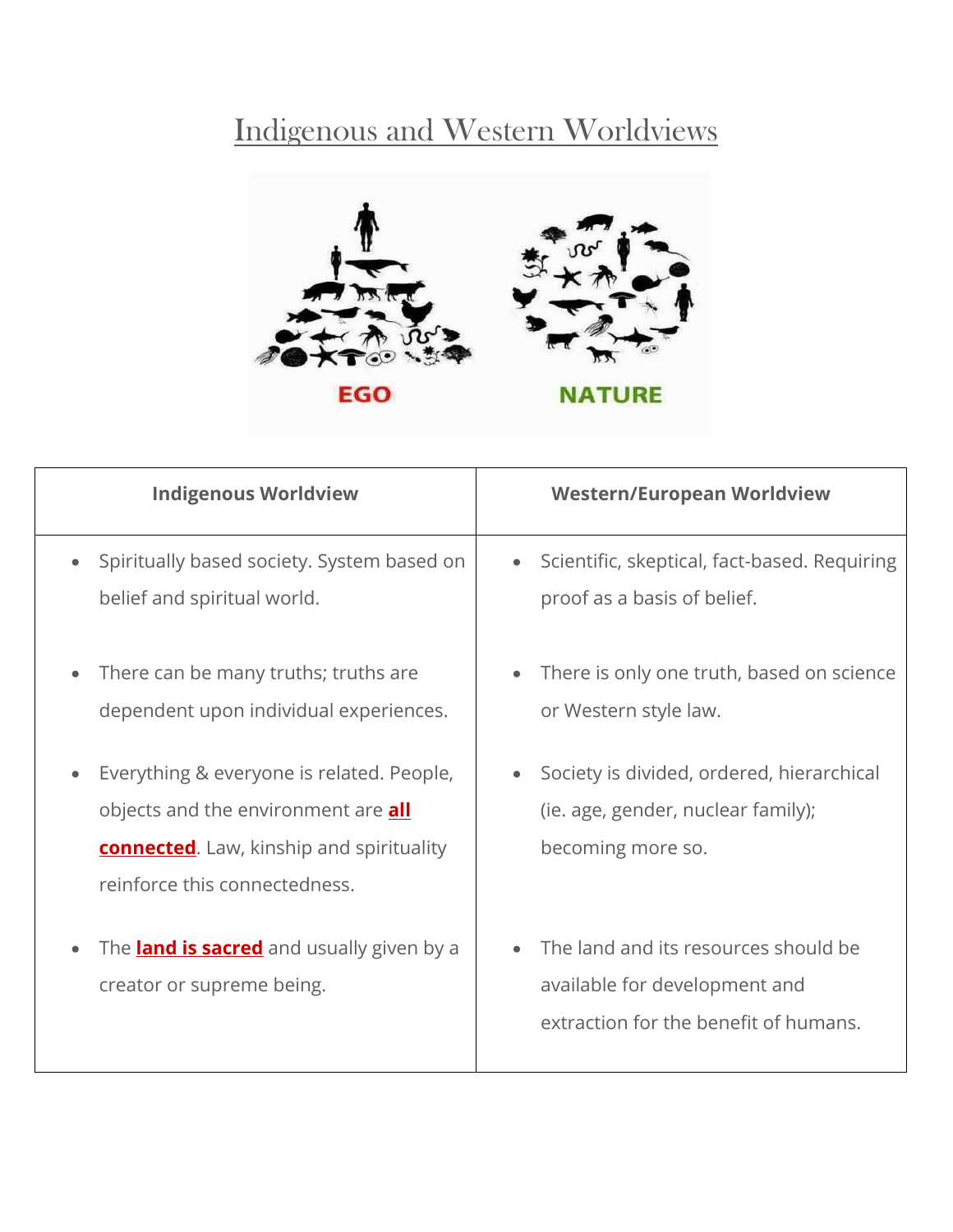# Indigenous and Western Worldviews

| Indigenous Worldview | Western/European Worldview |
|---|---|
| • Spiritually based society. System based on belief and spiritual world. | • Scientific, skeptical, fact-based. Requiring proof as a basis of belief. |
| • There can be many truths; truths are dependent upon individual experiences. | • There is only one truth, based on science or Western style law. |
| • Everything & everyone is related. People, objects and the environment are **all connected**. Law, kinship and spirituality reinforce this connectedness. | • Society is divided, ordered, hierarchical (ie. age, gender, nuclear family); becoming more so. |
| • The **land is sacred** and usually given by a creator or supreme being. | • The land and its resources should be available for development and extraction for the benefit of humans. |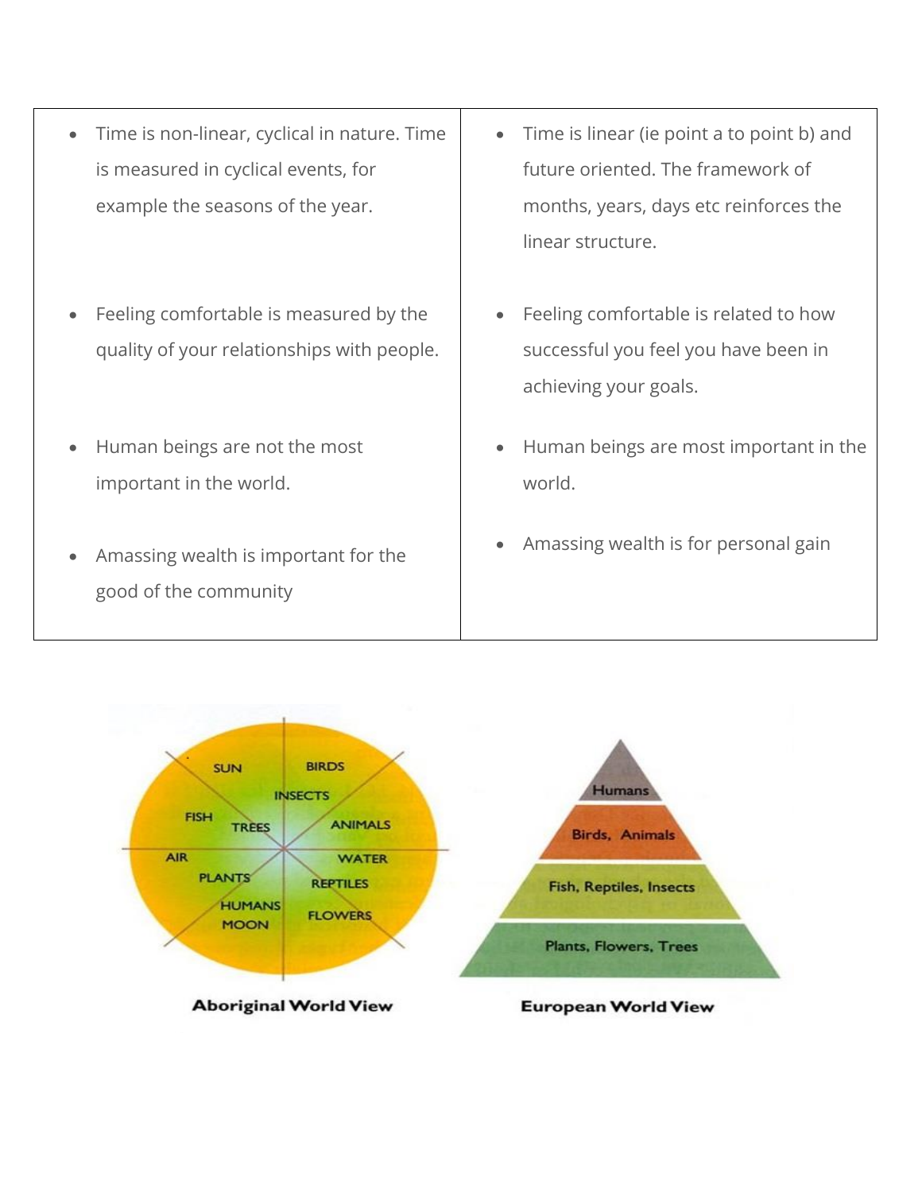| | |
|---|---|
| • Time is non-linear, cyclical in nature. Time is measured in cyclical events, for example the seasons of the year. | • Time is linear (ie point a to point b) and future oriented. The framework of months, years, days etc reinforces the linear structure. |
| • Feeling comfortable is measured by the quality of your relationships with people. | • Feeling comfortable is related to how successful you feel you have been in achieving your goals. |
| • Human beings are not the most important in the world. | • Human beings are most important in the world. |
| • Amassing wealth is important for the good of the community | • Amassing wealth is for personal gain |

SUN
BIRDS
INSECTS
FISH
TREES
ANIMALS
AIR
WATER
PLANTS
REPTILES
HUMANS
MOON
FLOWERS

**Aboriginal World View**

Humans
Birds, Animals
Fish, Reptiles, Insects
Plants, Flowers, Trees

**European World View**